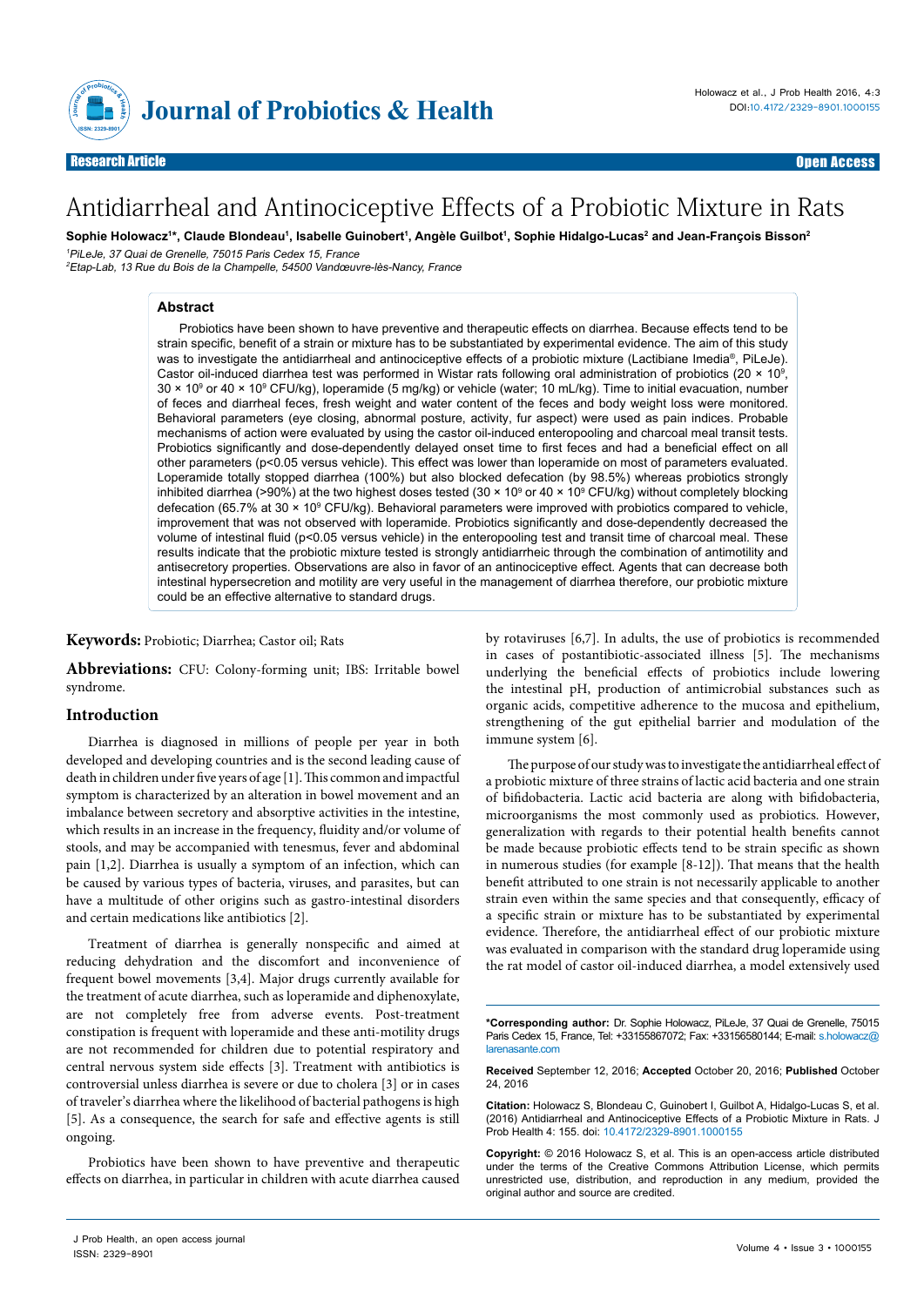# Antidiarrheal and Antinociceptive Effects of a Probiotic Mixture in Rats

**Sophie Holowacz[1]\*, Claude Blondeau[1], Isabelle Guinobert[1], Angèle Guilbot[1], Sophie Hidalgo-Lucas[2] and Jean-François Bisson[2]**

[1]*PiLeJe, 37 Quai de Grenelle, 75015 Paris Cedex 15, France*

[2]*Etap-Lab, 13 Rue du Bois de la Champelle, 54500 Vandœuvre-lès-Nancy, France*

## Abstract

Probiotics have been shown to have preventive and therapeutic effects on diarrhea. Because effects tend to be strain specific, benefit of a strain or mixture has to be substantiated by experimental evidence. The aim of this study was to investigate the antidiarrheal and antinociceptive effects of a probiotic mixture (Lactibiane Imedia®, PiLeJe). Castor oil-induced diarrhea test was performed in Wistar rats following oral administration of probiotics ($20 \times 10^9$, $30 \times 10^9$ or $40 \times 10^9$ CFU/kg), loperamide (5 mg/kg) or vehicle (water; 10 mL/kg). Time to initial evacuation, number of feces and diarrheal feces, fresh weight and water content of the feces and body weight loss were monitored. Behavioral parameters (eye closing, abnormal posture, activity, fur aspect) were used as pain indices. Probable mechanisms of action were evaluated by using the castor oil-induced enteropooling and charcoal meal transit tests. Probiotics significantly and dose-dependently delayed onset time to first feces and had a beneficial effect on all other parameters ($p<0.05$ versus vehicle). This effect was lower than loperamide on most of parameters evaluated. Loperamide totally stopped diarrhea (100%) but also blocked defecation (by 98.5%) whereas probiotics strongly inhibited diarrhea (>90%) at the two highest doses tested ($30 \times 10^9$ or $40 \times 10^9$ CFU/kg) without completely blocking defecation (65.7% at $30 \times 10^9$ CFU/kg). Behavioral parameters were improved with probiotics compared to vehicle, improvement that was not observed with loperamide. Probiotics significantly and dose-dependently decreased the volume of intestinal fluid ($p<0.05$ versus vehicle) in the enteropooling test and transit time of charcoal meal. These results indicate that the probiotic mixture tested is strongly antidiarrheic through the combination of antimotility and antisecretory properties. Observations are also in favor of an antinociceptive effect. Agents that can decrease both intestinal hypersecretion and motility are very useful in the management of diarrhea therefore, our probiotic mixture could be an effective alternative to standard drugs.

**Keywords:** Probiotic; Diarrhea; Castor oil; Rats

**Abbreviations:** CFU: Colony-forming unit; IBS: Irritable bowel syndrome.

## Introduction

Diarrhea is diagnosed in millions of people per year in both developed and developing countries and is the second leading cause of death in children under five years of age [1]. This common and impactful symptom is characterized by an alteration in bowel movement and an imbalance between secretory and absorptive activities in the intestine, which results in an increase in the frequency, fluidity and/or volume of stools, and may be accompanied with tenesmus, fever and abdominal pain [1,2]. Diarrhea is usually a symptom of an infection, which can be caused by various types of bacteria, viruses, and parasites, but can have a multitude of other origins such as gastro-intestinal disorders and certain medications like antibiotics [2].

Treatment of diarrhea is generally nonspecific and aimed at reducing dehydration and the discomfort and inconvenience of frequent bowel movements [3,4]. Major drugs currently available for the treatment of acute diarrhea, such as loperamide and diphenoxylate, are not completely free from adverse events. Post-treatment constipation is frequent with loperamide and these anti-motility drugs are not recommended for children due to potential respiratory and central nervous system side effects [3]. Treatment with antibiotics is controversial unless diarrhea is severe or due to cholera [3] or in cases of traveler's diarrhea where the likelihood of bacterial pathogens is high [5]. As a consequence, the search for safe and effective agents is still ongoing.

Probiotics have been shown to have preventive and therapeutic effects on diarrhea, in particular in children with acute diarrhea caused by rotaviruses [6,7]. In adults, the use of probiotics is recommended in cases of postantibiotic-associated illness [5]. The mechanisms underlying the beneficial effects of probiotics include lowering the intestinal pH, production of antimicrobial substances such as organic acids, competitive adherence to the mucosa and epithelium, strengthening of the gut epithelial barrier and modulation of the immune system [6].

The purpose of our study was to investigate the antidiarrheal effect of a probiotic mixture of three strains of lactic acid bacteria and one strain of bifidobacteria. Lactic acid bacteria are along with bifidobacteria, microorganisms the most commonly used as probiotics. However, generalization with regards to their potential health benefits cannot be made because probiotic effects tend to be strain specific as shown in numerous studies (for example [8-12]). That means that the health benefit attributed to one strain is not necessarily applicable to another strain even within the same species and that consequently, efficacy of a specific strain or mixture has to be substantiated by experimental evidence. Therefore, the antidiarrheal effect of our probiotic mixture was evaluated in comparison with the standard drug loperamide using the rat model of castor oil-induced diarrhea, a model extensively used

**\*Corresponding author:** Dr. Sophie Holowacz, PiLeJe, 37 Quai de Grenelle, 75015 Paris Cedex 15, France, Tel: +33155867072; Fax: +33156580144; E-mail: s.holowacz@larenasante.com

**Received** September 12, 2016; **Accepted** October 20, 2016; **Published** October 24, 2016

**Citation:** Holowacz S, Blondeau C, Guinobert I, Guilbot A, Hidalgo-Lucas S, et al. (2016) Antidiarrheal and Antinociceptive Effects of a Probiotic Mixture in Rats. J Prob Health 4: 155. doi: 10.4172/2329-8901.1000155

**Copyright:** © 2016 Holowacz S, et al. This is an open-access article distributed under the terms of the Creative Commons Attribution License, which permits unrestricted use, distribution, and reproduction in any medium, provided the original author and source are credited.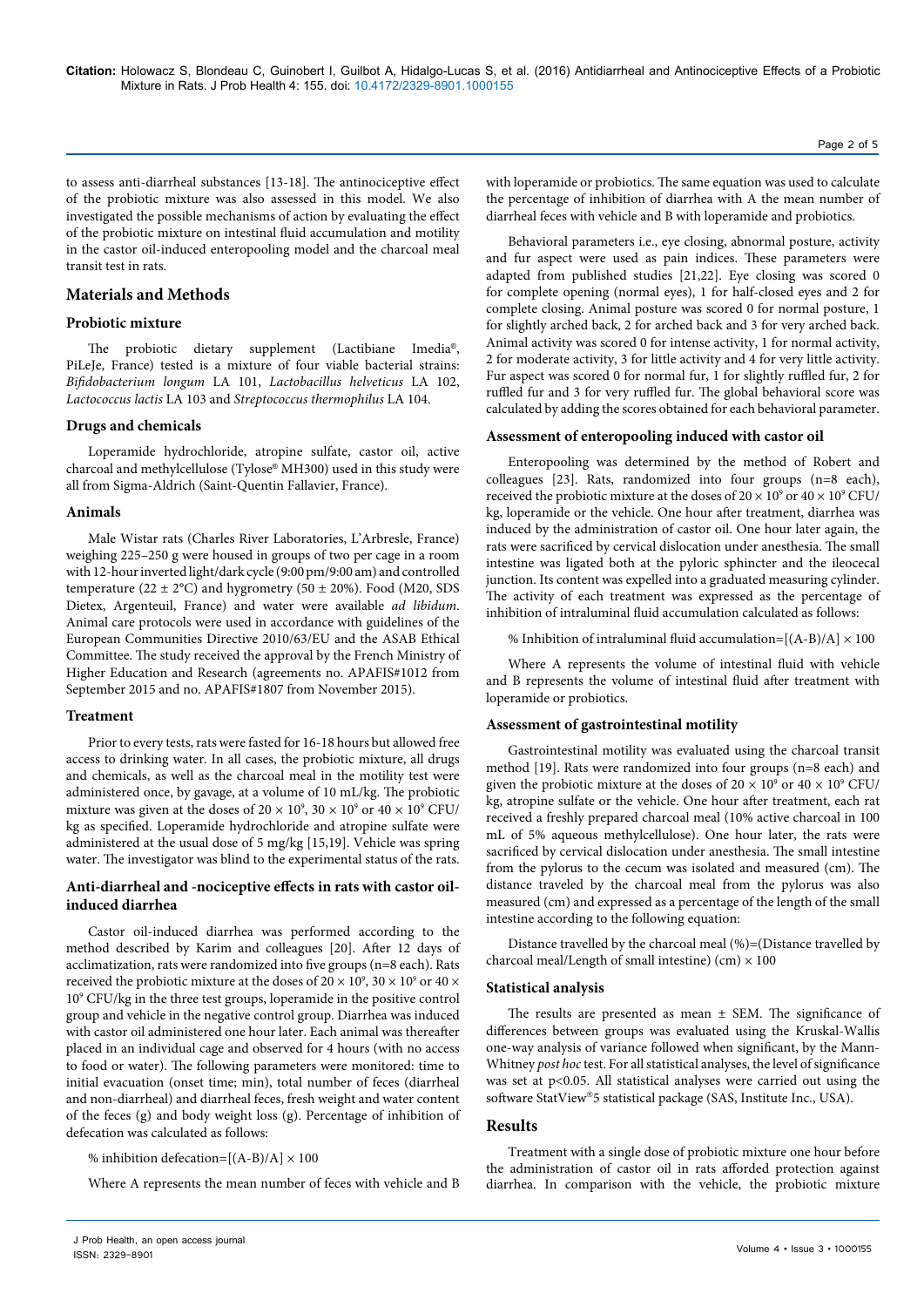to assess anti-diarrheal substances [13-18]. The antinociceptive effect of the probiotic mixture was also assessed in this model. We also investigated the possible mechanisms of action by evaluating the effect of the probiotic mixture on intestinal fluid accumulation and motility in the castor oil-induced enteropooling model and the charcoal meal transit test in rats.

## Materials and Methods

### Probiotic mixture

The probiotic dietary supplement (Lactibiane Imedia®, PiLeJe, France) tested is a mixture of four viable bacterial strains: *Bifidobacterium longum* LA 101, *Lactobacillus helveticus* LA 102, *Lactococcus lactis* LA 103 and *Streptococcus thermophilus* LA 104.

### Drugs and chemicals

Loperamide hydrochloride, atropine sulfate, castor oil, active charcoal and methylcellulose (Tylose® MH300) used in this study were all from Sigma-Aldrich (Saint-Quentin Fallavier, France).

### Animals

Male Wistar rats (Charles River Laboratories, L'Arbresle, France) weighing 225–250 g were housed in groups of two per cage in a room with 12-hour inverted light/dark cycle (9:00 pm/9:00 am) and controlled temperature (22 ± 2°C) and hygrometry (50 ± 20%). Food (M20, SDS Dietex, Argenteuil, France) and water were available *ad libidum*. Animal care protocols were used in accordance with guidelines of the European Communities Directive 2010/63/EU and the ASAB Ethical Committee. The study received the approval by the French Ministry of Higher Education and Research (agreements no. APAFIS#1012 from September 2015 and no. APAFIS#1807 from November 2015).

### Treatment

Prior to every tests, rats were fasted for 16-18 hours but allowed free access to drinking water. In all cases, the probiotic mixture, all drugs and chemicals, as well as the charcoal meal in the motility test were administered once, by gavage, at a volume of 10 mL/kg. The probiotic mixture was given at the doses of $20 \times 10^9$, $30 \times 10^9$ or $40 \times 10^9$ CFU/kg as specified. Loperamide hydrochloride and atropine sulfate were administered at the usual dose of 5 mg/kg [15,19]. Vehicle was spring water. The investigator was blind to the experimental status of the rats.

### Anti-diarrheal and -nociceptive effects in rats with castor oil-induced diarrhea

Castor oil-induced diarrhea was performed according to the method described by Karim and colleagues [20]. After 12 days of acclimatization, rats were randomized into five groups (n=8 each). Rats received the probiotic mixture at the doses of $20 \times 10^9$, $30 \times 10^9$ or $40 \times 10^9$ CFU/kg in the three test groups, loperamide in the positive control group and vehicle in the negative control group. Diarrhea was induced with castor oil administered one hour later. Each animal was thereafter placed in an individual cage and observed for 4 hours (with no access to food or water). The following parameters were monitored: time to initial evacuation (onset time; min), total number of feces (diarrheal and non-diarrheal) and diarrheal feces, fresh weight and water content of the feces (g) and body weight loss (g). Percentage of inhibition of defecation was calculated as follows:

$$\% \text{ inhibition defecation} = [(A-B)/A] \times 100$$

Where A represents the mean number of feces with vehicle and B with loperamide or probiotics. The same equation was used to calculate the percentage of inhibition of diarrhea with A the mean number of diarrheal feces with vehicle and B with loperamide and probiotics.

Behavioral parameters i.e., eye closing, abnormal posture, activity and fur aspect were used as pain indices. These parameters were adapted from published studies [21,22]. Eye closing was scored 0 for complete opening (normal eyes), 1 for half-closed eyes and 2 for complete closing. Animal posture was scored 0 for normal posture, 1 for slightly arched back, 2 for arched back and 3 for very arched back. Animal activity was scored 0 for intense activity, 1 for normal activity, 2 for moderate activity, 3 for little activity and 4 for very little activity. Fur aspect was scored 0 for normal fur, 1 for slightly ruffled fur, 2 for ruffled fur and 3 for very ruffled fur. The global behavioral score was calculated by adding the scores obtained for each behavioral parameter.

### Assessment of enteropooling induced with castor oil

Enteropooling was determined by the method of Robert and colleagues [23]. Rats, randomized into four groups (n=8 each), received the probiotic mixture at the doses of $20 \times 10^9$ or $40 \times 10^9$ CFU/kg, loperamide or the vehicle. One hour after treatment, diarrhea was induced by the administration of castor oil. One hour later again, the rats were sacrificed by cervical dislocation under anesthesia. The small intestine was ligated both at the pyloric sphincter and the ileocecal junction. Its content was expelled into a graduated measuring cylinder. The activity of each treatment was expressed as the percentage of inhibition of intraluminal fluid accumulation calculated as follows:

$$\% \text{ Inhibition of intraluminal fluid accumulation} = [(A-B)/A] \times 100$$

Where A represents the volume of intestinal fluid with vehicle and B represents the volume of intestinal fluid after treatment with loperamide or probiotics.

### Assessment of gastrointestinal motility

Gastrointestinal motility was evaluated using the charcoal transit method [19]. Rats were randomized into four groups (n=8 each) and given the probiotic mixture at the doses of $20 \times 10^9$ or $40 \times 10^9$ CFU/kg, atropine sulfate or the vehicle. One hour after treatment, each rat received a freshly prepared charcoal meal (10% active charcoal in 100 mL of 5% aqueous methylcellulose). One hour later, the rats were sacrificed by cervical dislocation under anesthesia. The small intestine from the pylorus to the cecum was isolated and measured (cm). The distance traveled by the charcoal meal from the pylorus was also measured (cm) and expressed as a percentage of the length of the small intestine according to the following equation:

$$\text{Distance travelled by the charcoal meal } (\%) = (\text{Distance travelled by charcoal meal/Length of small intestine}) \text{ (cm)} \times 100$$

### Statistical analysis

The results are presented as mean ± SEM. The significance of differences between groups was evaluated using the Kruskal-Wallis one-way analysis of variance followed when significant, by the Mann-Whitney *post hoc* test. For all statistical analyses, the level of significance was set at $p<0.05$. All statistical analyses were carried out using the software StatView®5 statistical package (SAS, Institute Inc., USA).

## Results

Treatment with a single dose of probiotic mixture one hour before the administration of castor oil in rats afforded protection against diarrhea. In comparison with the vehicle, the probiotic mixture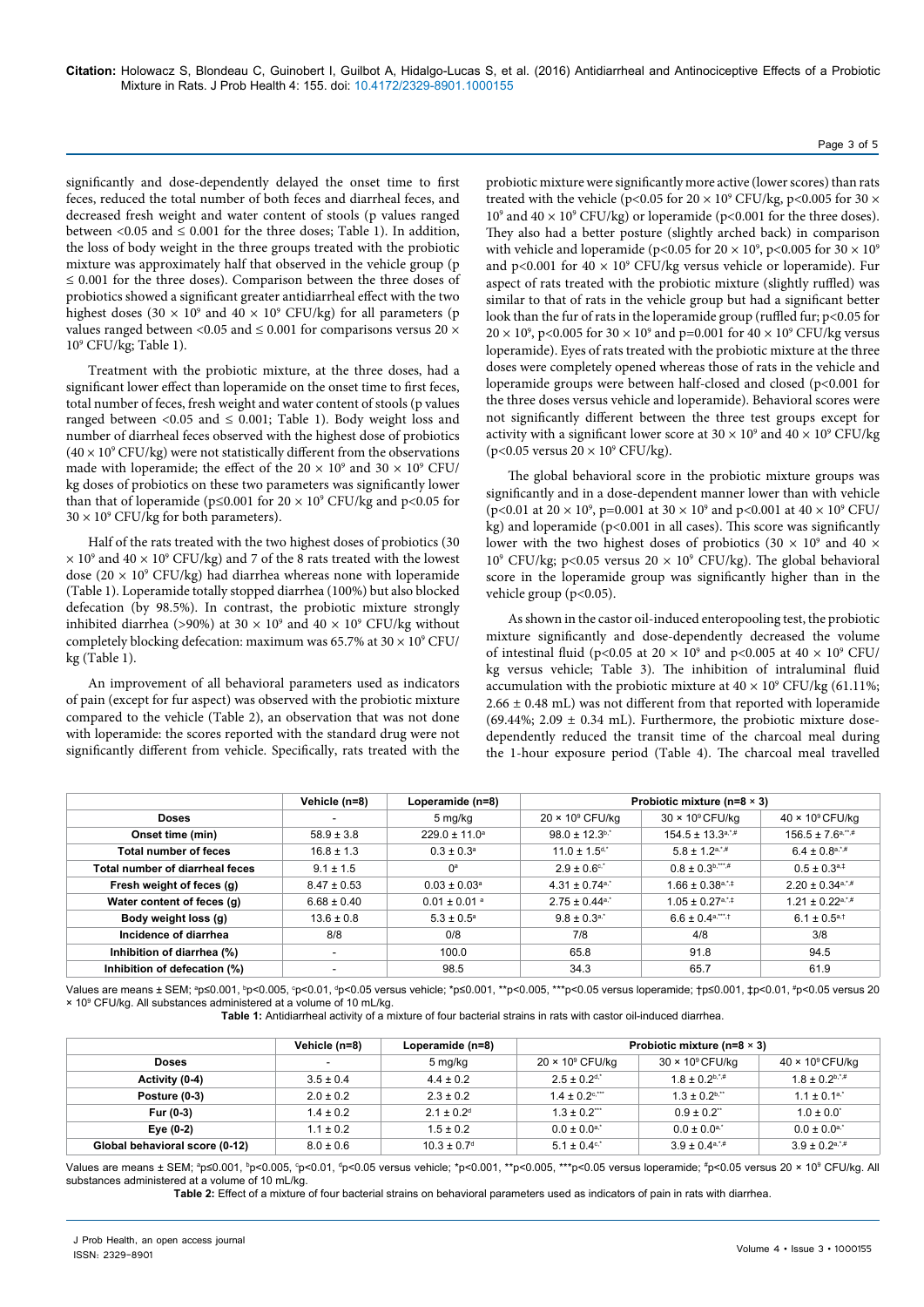significantly and dose-dependently delayed the onset time to first feces, reduced the total number of both feces and diarrheal feces, and decreased fresh weight and water content of stools (p values ranged between <0.05 and ≤ 0.001 for the three doses; Table 1). In addition, the loss of body weight in the three groups treated with the probiotic mixture was approximately half that observed in the vehicle group (p ≤ 0.001 for the three doses). Comparison between the three doses of probiotics showed a significant greater antidiarrheal effect with the two highest doses ($30 \times 10^9$ and $40 \times 10^9$ CFU/kg) for all parameters (p values ranged between <0.05 and ≤ 0.001 for comparisons versus $20 \times 10^9$ CFU/kg; Table 1).

Treatment with the probiotic mixture, at the three doses, had a significant lower effect than loperamide on the onset time to first feces, total number of feces, fresh weight and water content of stools (p values ranged between <0.05 and ≤ 0.001; Table 1). Body weight loss and number of diarrheal feces observed with the highest dose of probiotics ($40 \times 10^9$ CFU/kg) were not statistically different from the observations made with loperamide; the effect of the $20 \times 10^9$ and $30 \times 10^9$ CFU/kg doses of probiotics on these two parameters was significantly lower than that of loperamide (p≤0.001 for $20 \times 10^9$ CFU/kg and p<0.05 for $30 \times 10^9$ CFU/kg for both parameters).

Half of the rats treated with the two highest doses of probiotics ($30 \times 10^9$ and $40 \times 10^9$ CFU/kg) and 7 of the 8 rats treated with the lowest dose ($20 \times 10^9$ CFU/kg) had diarrhea whereas none with loperamide (Table 1). Loperamide totally stopped diarrhea (100%) but also blocked defecation (by 98.5%). In contrast, the probiotic mixture strongly inhibited diarrhea (>90%) at $30 \times 10^9$ and $40 \times 10^9$ CFU/kg without completely blocking defecation: maximum was 65.7% at $30 \times 10^9$ CFU/kg (Table 1).

An improvement of all behavioral parameters used as indicators of pain (except for fur aspect) was observed with the probiotic mixture compared to the vehicle (Table 2), an observation that was not done with loperamide: the scores reported with the standard drug were not significantly different from vehicle. Specifically, rats treated with the probiotic mixture were significantly more active (lower scores) than rats treated with the vehicle (p<0.05 for $20 \times 10^9$ CFU/kg, p<0.005 for $30 \times 10^9$ and $40 \times 10^9$ CFU/kg) or loperamide (p<0.001 for the three doses). They also had a better posture (slightly arched back) in comparison with vehicle and loperamide (p<0.05 for $20 \times 10^9$, p<0.005 for $30 \times 10^9$ and p<0.001 for $40 \times 10^9$ CFU/kg versus vehicle or loperamide). Fur aspect of rats treated with the probiotic mixture (slightly ruffled) was similar to that of rats in the vehicle group but had a significant better look than the fur of rats in the loperamide group (ruffled fur; p<0.05 for $20 \times 10^9$, p<0.005 for $30 \times 10^9$ and p=0.001 for $40 \times 10^9$ CFU/kg versus loperamide). Eyes of rats treated with the probiotic mixture at the three doses were completely opened whereas those of rats in the vehicle and loperamide groups were between half-closed and closed (p<0.001 for the three doses versus vehicle and loperamide). Behavioral scores were not significantly different between the three test groups except for activity with a significant lower score at $30 \times 10^9$ and $40 \times 10^9$ CFU/kg (p<0.05 versus $20 \times 10^9$ CFU/kg).

The global behavioral score in the probiotic mixture groups was significantly and in a dose-dependent manner lower than with vehicle (p<0.01 at $20 \times 10^9$, p=0.001 at $30 \times 10^9$ and p<0.001 at $40 \times 10^9$ CFU/kg) and loperamide (p<0.001 in all cases). This score was significantly lower with the two highest doses of probiotics ($30 \times 10^9$ and $40 \times 10^9$ CFU/kg; p<0.05 versus $20 \times 10^9$ CFU/kg). The global behavioral score in the loperamide group was significantly higher than in the vehicle group (p<0.05).

As shown in the castor oil-induced enteropooling test, the probiotic mixture significantly and dose-dependently decreased the volume of intestinal fluid (p<0.05 at $20 \times 10^9$ and p<0.005 at $40 \times 10^9$ CFU/kg versus vehicle; Table 3). The inhibition of intraluminal fluid accumulation with the probiotic mixture at $40 \times 10^9$ CFU/kg (61.11%; 2.66 ± 0.48 mL) was not different from that reported with loperamide (69.44%; 2.09 ± 0.34 mL). Furthermore, the probiotic mixture dose-dependently reduced the transit time of the charcoal meal during the 1-hour exposure period (Table 4). The charcoal meal travelled

| | Vehicle (n=8) | Loperamide (n=8) | Probiotic mixture (n=8 × 3) | | |
|---|---|---|---|---|---|
| **Doses** | - | 5 mg/kg | $20 \times 10^9$ CFU/kg | $30 \times 10^9$ CFU/kg | $40 \times 10^9$ CFU/kg |
| **Onset time (min)** | 58.9 ± 3.8 | 229.0 ± 11.0$^{a}$ | 98.0 ± 12.3$^{b,*}$ | 154.5 ± 13.3$^{a,*,\#}$ | 156.5 ± 7.6$^{a,**,\#}$ |
| **Total number of feces** | 16.8 ± 1.3 | 0.3 ± 0.3$^{a}$ | 11.0 ± 1.5$^{d,*}$ | 5.8 ± 1.2$^{a,*,\#}$ | 6.4 ± 0.8$^{a,*,\#}$ |
| **Total number of diarrheal feces** | 9.1 ± 1.5 | 0$^{a}$ | 2.9 ± 0.6$^{c,*}$ | 0.8 ± 0.3$^{b,***,\#}$ | 0.5 ± 0.3$^{a,‡}$ |
| **Fresh weight of feces (g)** | 8.47 ± 0.53 | 0.03 ± 0.03$^{a}$ | 4.31 ± 0.74$^{a,*}$ | 1.66 ± 0.38$^{a,*,‡}$ | 2.20 ± 0.34$^{a,*,\#}$ |
| **Water content of feces (g)** | 6.68 ± 0.40 | 0.01 ± 0.01$^{a}$ | 2.75 ± 0.44$^{a,*}$ | 1.05 ± 0.27$^{a,*,‡}$ | 1.21 ± 0.22$^{a,*,\#}$ |
| **Body weight loss (g)** | 13.6 ± 0.8 | 5.3 ± 0.5$^{a}$ | 9.8 ± 0.3$^{a,*}$ | 6.6 ± 0.4$^{a,***,†}$ | 6.1 ± 0.5$^{a,†}$ |
| **Incidence of diarrhea** | 8/8 | 0/8 | 7/8 | 4/8 | 3/8 |
| **Inhibition of diarrhea (%)** | - | 100.0 | 65.8 | 91.8 | 94.5 |
| **Inhibition of defecation (%)** | - | 98.5 | 34.3 | 65.7 | 61.9 |

Values are means ± SEM; $^{a}$p≤0.001, $^{b}$p<0.005, $^{c}$p<0.01, $^{d}$p<0.05 versus vehicle; *p≤0.001, **p<0.005, ***p<0.05 versus loperamide; †p≤0.001, ‡p<0.01, #p<0.05 versus $20 \times 10^9$ CFU/kg. All substances administered at a volume of 10 mL/kg.

**Table 1:** Antidiarrheal activity of a mixture of four bacterial strains in rats with castor oil-induced diarrhea.

| | Vehicle (n=8) | Loperamide (n=8) | Probiotic mixture (n=8 × 3) | | |
|---|---|---|---|---|---|
| **Doses** | - | 5 mg/kg | $20 \times 10^9$ CFU/kg | $30 \times 10^9$ CFU/kg | $40 \times 10^9$ CFU/kg |
| **Activity (0-4)** | 3.5 ± 0.4 | 4.4 ± 0.2 | 2.5 ± 0.2$^{d,*}$ | 1.8 ± 0.2$^{b,*,\#}$ | 1.8 ± 0.2$^{b,*,\#}$ |
| **Posture (0-3)** | 2.0 ± 0.2 | 2.3 ± 0.2 | 1.4 ± 0.2$^{c,***}$ | 1.3 ± 0.2$^{b,**}$ | 1.1 ± 0.1$^{a,*}$ |
| **Fur (0-3)** | 1.4 ± 0.2 | 2.1 ± 0.2$^{d}$ | 1.3 ± 0.2$^{***}$ | 0.9 ± 0.2$^{**}$ | 1.0 ± 0.0$^{*}$ |
| **Eye (0-2)** | 1.1 ± 0.2 | 1.5 ± 0.2 | 0.0 ± 0.0$^{a,*}$ | 0.0 ± 0.0$^{a,*}$ | 0.0 ± 0.0$^{a,*}$ |
| **Global behavioral score (0-12)** | 8.0 ± 0.6 | 10.3 ± 0.7$^{d}$ | 5.1 ± 0.4$^{c,*}$ | 3.9 ± 0.4$^{a,*,\#}$ | 3.9 ± 0.2$^{a,*,\#}$ |

Values are means ± SEM; $^{a}$p≤0.001, $^{b}$p<0.005, $^{c}$p<0.01, $^{d}$p<0.05 versus vehicle; *p<0.001, **p<0.005, ***p<0.05 versus loperamide; #p<0.05 versus $20 \times 10^9$ CFU/kg. All substances administered at a volume of 10 mL/kg.

**Table 2:** Effect of a mixture of four bacterial strains on behavioral parameters used as indicators of pain in rats with diarrhea.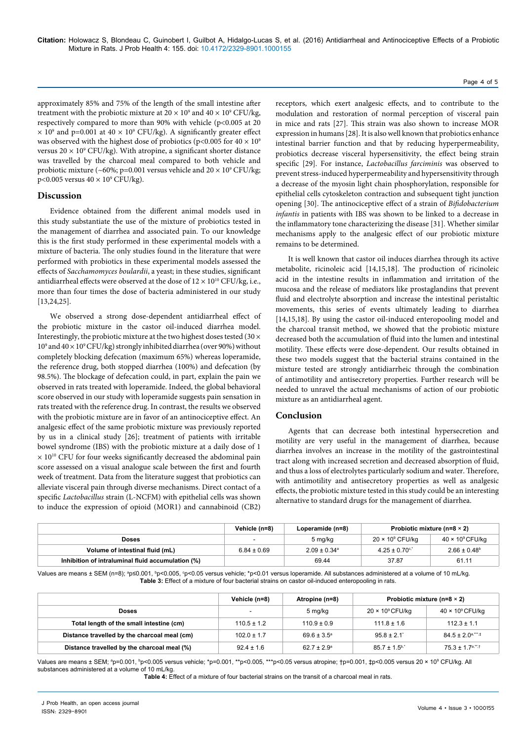approximately 85% and 75% of the length of the small intestine after treatment with the probiotic mixture at $20 \times 10^9$ and $40 \times 10^9$ CFU/kg, respectively compared to more than 90% with vehicle ($p<0.005$ at $20 \times 10^9$ and $p=0.001$ at $40 \times 10^9$ CFU/kg). A significantly greater effect was observed with the highest dose of probiotics ($p<0.005$ for $40 \times 10^9$ versus $20 \times 10^9$ CFU/kg). With atropine, a significant shorter distance was travelled by the charcoal meal compared to both vehicle and probiotic mixture (~60%; $p=0.001$ versus vehicle and $20 \times 10^9$ CFU/kg; $p<0.005$ versus $40 \times 10^9$ CFU/kg).

## Discussion

Evidence obtained from the different animal models used in this study substantiate the use of the mixture of probiotics tested in the management of diarrhea and associated pain. To our knowledge this is the first study performed in these experimental models with a mixture of bacteria. The only studies found in the literature that were performed with probiotics in these experimental models assessed the effects of *Sacchamomyces boulardii*, a yeast; in these studies, significant antidiarrheal effects were observed at the dose of $12 \times 10^{10}$ CFU/kg, i.e., more than four times the dose of bacteria administered in our study [13,24,25].

We observed a strong dose-dependent antidiarrheal effect of the probiotic mixture in the castor oil-induced diarrhea model. Interestingly, the probiotic mixture at the two highest doses tested ($30 \times 10^9$ and $40 \times 10^9$ CFU/kg) strongly inhibited diarrhea (over 90%) without completely blocking defecation (maximum 65%) whereas loperamide, the reference drug, both stopped diarrhea (100%) and defecation (by 98.5%). The blockage of defecation could, in part, explain the pain we observed in rats treated with loperamide. Indeed, the global behavioral score observed in our study with loperamide suggests pain sensation in rats treated with the reference drug. In contrast, the results we observed with the probiotic mixture are in favor of an antinociceptive effect. An analgesic effect of the same probiotic mixture was previously reported by us in a clinical study [26]; treatment of patients with irritable bowel syndrome (IBS) with the probiotic mixture at a daily dose of $1 \times 10^{10}$ CFU for four weeks significantly decreased the abdominal pain score assessed on a visual analogue scale between the first and fourth week of treatment. Data from the literature suggest that probiotics can alleviate visceral pain through diverse mechanisms. Direct contact of a specific *Lactobacillus* strain (L-NCFM) with epithelial cells was shown to induce the expression of opioid (MOR1) and cannabinoid (CB2) receptors, which exert analgesic effects, and to contribute to the modulation and restoration of normal perception of visceral pain in mice and rats [27]. This strain was also shown to increase MOR expression in humans [28]. It is also well known that probiotics enhance intestinal barrier function and that by reducing hyperpermeability, probiotics decrease visceral hypersensitivity, the effect being strain specific [29]. For instance, *Lactobacillus farciminis* was observed to prevent stress-induced hyperpermeability and hypersensitivity through a decrease of the myosin light chain phosphorylation, responsible for epithelial cells cytoskeleton contraction and subsequent tight junction opening [30]. The antinociceptive effect of a strain of *Bifidobacterium infantis* in patients with IBS was shown to be linked to a decrease in the inflammatory tone characterizing the disease [31]. Whether similar mechanisms apply to the analgesic effect of our probiotic mixture remains to be determined.

It is well known that castor oil induces diarrhea through its active metabolite, ricinoleic acid [14,15,18]. The production of ricinoleic acid in the intestine results in inflammation and irritation of the mucosa and the release of mediators like prostaglandins that prevent fluid and electrolyte absorption and increase the intestinal peristaltic movements, this series of events ultimately leading to diarrhea [14,15,18]. By using the castor oil-induced enteropooling model and the charcoal transit method, we showed that the probiotic mixture decreased both the accumulation of fluid into the lumen and intestinal motility. These effects were dose-dependent. Our results obtained in these two models suggest that the bacterial strains contained in the mixture tested are strongly antidiarrheic through the combination of antimotility and antisecretory properties. Further research will be needed to unravel the actual mechanisms of action of our probiotic mixture as an antidiarrheal agent.

## Conclusion

Agents that can decrease both intestinal hypersecretion and motility are very useful in the management of diarrhea, because diarrhea involves an increase in the motility of the gastrointestinal tract along with increased secretion and decreased absorption of fluid, and thus a loss of electrolytes particularly sodium and water. Therefore, with antimotility and antisecretory properties as well as analgesic effects, the probiotic mixture tested in this study could be an interesting alternative to standard drugs for the management of diarrhea.

| | Vehicle (n=8) | Loperamide (n=8) | Probiotic mixture (n=8 × 2) | |
|---|---|---|---|---|
| **Doses** | - | 5 mg/kg | $20 \times 10^9$ CFU/kg | $40 \times 10^9$ CFU/kg |
| **Volume of intestinal fluid (mL)** | 6.84 ± 0.69 | 2.09 ± 0.34[a] | 4.25 ± 0.70[c,*] | 2.66 ± 0.48[b] |
| **Inhibition of intraluminal fluid accumulation (%)** | | 69.44 | 37.87 | 61.11 |

Values are means ± SEM (n=8); [a]p≤0.001, [b]p<0.005, [c]p<0.05 versus vehicle; *p<0.01 versus loperamide. All substances administered at a volume of 10 mL/kg.

**Table 3:** Effect of a mixture of four bacterial strains on castor oil-induced enteropooling in rats.

| | Vehicle (n=8) | Atropine (n=8) | Probiotic mixture (n=8 × 2) | |
|---|---|---|---|---|
| **Doses** | - | 5 mg/kg | $20 \times 10^9$ CFU/kg | $40 \times 10^9$ CFU/kg |
| **Total length of the small intestine (cm)** | 110.5 ± 1.2 | 110.9 ± 0.9 | 111.8 ± 1.6 | 112.3 ± 1.1 |
| **Distance travelled by the charcoal meal (cm)** | 102.0 ± 1.7 | 69.6 ± 3.5[a] | 95.8 ± 2.1[*] | 84.5 ± 2.0[a,***,‡] |
| **Distance travelled by the charcoal meal (%)** | 92.4 ± 1.6 | 62.7 ± 2.9[a] | 85.7 ± 1.5[b,*] | 75.3 ± 1.7[a,**,†] |

Values are means ± SEM; [a]p=0.001, [b]p<0.005 versus vehicle; *p=0.001, **p<0.005, ***p<0.05 versus atropine; †p=0.001, ‡p<0.005 versus $20 \times 10^9$ CFU/kg. All substances administered at a volume of 10 mL/kg.

**Table 4:** Effect of a mixture of four bacterial strains on the transit of a charcoal meal in rats.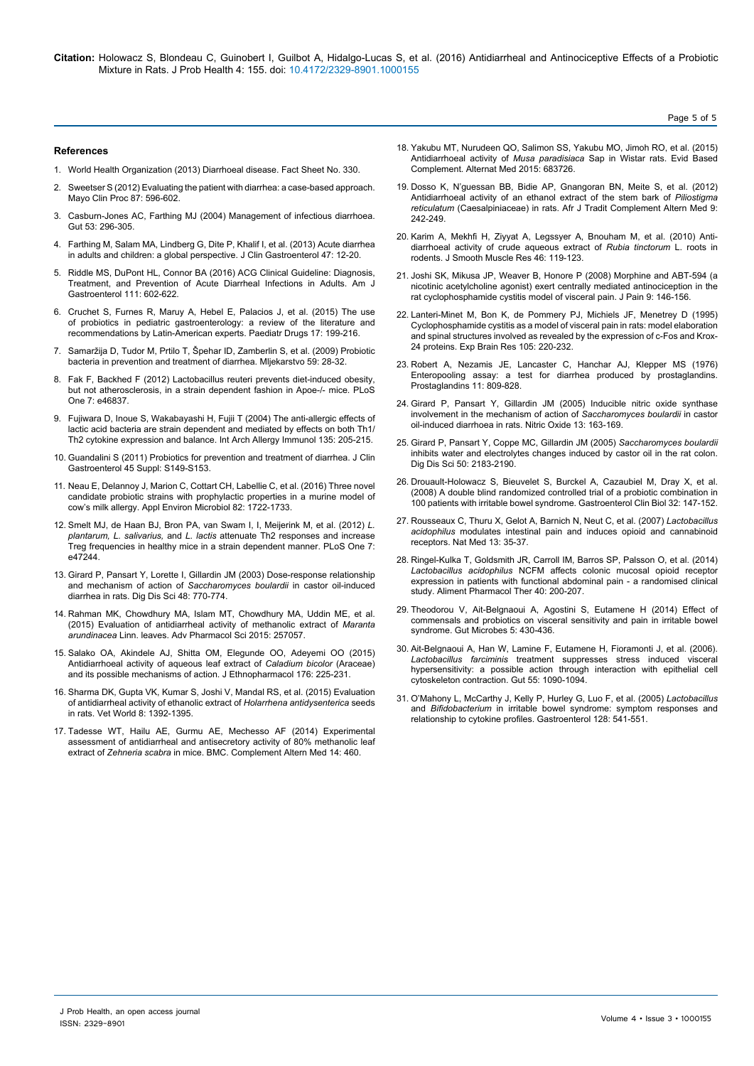## References

1. World Health Organization (2013) Diarrhoeal disease. Fact Sheet No. 330.
2. Sweetser S (2012) Evaluating the patient with diarrhea: a case-based approach. Mayo Clin Proc 87: 596-602.
3. Casburn-Jones AC, Farthing MJ (2004) Management of infectious diarrhoea. Gut 53: 296-305.
4. Farthing M, Salam MA, Lindberg G, Dite P, Khalif I, et al. (2013) Acute diarrhea in adults and children: a global perspective. J Clin Gastroenterol 47: 12-20.
5. Riddle MS, DuPont HL, Connor BA (2016) ACG Clinical Guideline: Diagnosis, Treatment, and Prevention of Acute Diarrheal Infections in Adults. Am J Gastroenterol 111: 602-622.
6. Cruchet S, Furnes R, Maruy A, Hebel E, Palacios J, et al. (2015) The use of probiotics in pediatric gastroenterology: a review of the literature and recommendations by Latin-American experts. Paediatr Drugs 17: 199-216.
7. Samaržija D, Tudor M, Prtilo T, Špehar ID, Zamberlin S, et al. (2009) Probiotic bacteria in prevention and treatment of diarrhea. Mljekarstvo 59: 28-32.
8. Fak F, Backhed F (2012) Lactobacillus reuteri prevents diet-induced obesity, but not atherosclerosis, in a strain dependent fashion in Apoe-/- mice. PLoS One 7: e46837.
9. Fujiwara D, Inoue S, Wakabayashi H, Fujii T (2004) The anti-allergic effects of lactic acid bacteria are strain dependent and mediated by effects on both Th1/Th2 cytokine expression and balance. Int Arch Allergy Immunol 135: 205-215.
10. Guandalini S (2011) Probiotics for prevention and treatment of diarrhea. J Clin Gastroenterol 45 Suppl: S149-S153.
11. Neau E, Delannoy J, Marion C, Cottart CH, Labellie C, et al. (2016) Three novel candidate probiotic strains with prophylactic properties in a murine model of cow's milk allergy. Appl Environ Microbiol 82: 1722-1733.
12. Smelt MJ, de Haan BJ, Bron PA, van Swam I, I, Meijerink M, et al. (2012) *L. plantarum, L. salivarius,* and *L. lactis* attenuate Th2 responses and increase Treg frequencies in healthy mice in a strain dependent manner. PLoS One 7: e47244.
13. Girard P, Pansart Y, Lorette I, Gillardin JM (2003) Dose-response relationship and mechanism of action of *Saccharomyces boulardii* in castor oil-induced diarrhea in rats. Dig Dis Sci 48: 770-774.
14. Rahman MK, Chowdhury MA, Islam MT, Chowdhury MA, Uddin ME, et al. (2015) Evaluation of antidiarrheal activity of methanolic extract of *Maranta arundinacea* Linn. leaves. Adv Pharmacol Sci 2015: 257057.
15. Salako OA, Akindele AJ, Shitta OM, Elegunde OO, Adeyemi OO (2015) Antidiarrhoeal activity of aqueous leaf extract of *Caladium bicolor* (Araceae) and its possible mechanisms of action. J Ethnopharmacol 176: 225-231.
16. Sharma DK, Gupta VK, Kumar S, Joshi V, Mandal RS, et al. (2015) Evaluation of antidiarrheal activity of ethanolic extract of *Holarrhena antidysenterica* seeds in rats. Vet World 8: 1392-1395.
17. Tadesse WT, Hailu AE, Gurmu AE, Mechesso AF (2014) Experimental assessment of antidiarrheal and antisecretory activity of 80% methanolic leaf extract of *Zehneria scabra* in mice. BMC. Complement Altern Med 14: 460.
18. Yakubu MT, Nurudeen QO, Salimon SS, Yakubu MO, Jimoh RO, et al. (2015) Antidiarrhoeal activity of *Musa paradisiaca* Sap in Wistar rats. Evid Based Complement. Alternat Med 2015: 683726.
19. Dosso K, N'guessan BB, Bidie AP, Gnangoran BN, Meite S, et al. (2012) Antidiarrhoeal activity of an ethanol extract of the stem bark of *Piliostigma reticulatum* (Caesalpiniaceae) in rats. Afr J Tradit Complement Altern Med 9: 242-249.
20. Karim A, Mekhfi H, Ziyyat A, Legssyer A, Bnouham M, et al. (2010) Anti-diarrhoeal activity of crude aqueous extract of *Rubia tinctorum* L. roots in rodents. J Smooth Muscle Res 46: 119-123.
21. Joshi SK, Mikusa JP, Weaver B, Honore P (2008) Morphine and ABT-594 (a nicotinic acetylcholine agonist) exert centrally mediated antinociception in the rat cyclophosphamide cystitis model of visceral pain. J Pain 9: 146-156.
22. Lanteri-Minet M, Bon K, de Pommery PJ, Michiels JF, Menetrey D (1995) Cyclophosphamide cystitis as a model of visceral pain in rats: model elaboration and spinal structures involved as revealed by the expression of c-Fos and Krox-24 proteins. Exp Brain Res 105: 220-232.
23. Robert A, Nezamis JE, Lancaster C, Hanchar AJ, Klepper MS (1976) Enteropooling assay: a test for diarrhea produced by prostaglandins. Prostaglandins 11: 809-828.
24. Girard P, Pansart Y, Gillardin JM (2005) Inducible nitric oxide synthase involvement in the mechanism of action of *Saccharomyces boulardii* in castor oil-induced diarrhoea in rats. Nitric Oxide 13: 163-169.
25. Girard P, Pansart Y, Coppe MC, Gillardin JM (2005) *Saccharomyces boulardii* inhibits water and electrolytes changes induced by castor oil in the rat colon. Dig Dis Sci 50: 2183-2190.
26. Drouault-Holowacz S, Bieuvelet S, Burckel A, Cazaubiel M, Dray X, et al. (2008) A double blind randomized controlled trial of a probiotic combination in 100 patients with irritable bowel syndrome. Gastroenterol Clin Biol 32: 147-152.
27. Rousseaux C, Thuru X, Gelot A, Barnich N, Neut C, et al. (2007) *Lactobacillus acidophilus* modulates intestinal pain and induces opioid and cannabinoid receptors. Nat Med 13: 35-37.
28. Ringel-Kulka T, Goldsmith JR, Carroll IM, Barros SP, Palsson O, et al. (2014) *Lactobacillus acidophilus* NCFM affects colonic mucosal opioid receptor expression in patients with functional abdominal pain - a randomised clinical study. Aliment Pharmacol Ther 40: 200-207.
29. Theodorou V, Ait-Belgnaoui A, Agostini S, Eutamene H (2014) Effect of commensals and probiotics on visceral sensitivity and pain in irritable bowel syndrome. Gut Microbes 5: 430-436.
30. Ait-Belgnaoui A, Han W, Lamine F, Eutamene H, Fioramonti J, et al. (2006). *Lactobacillus farciminis* treatment suppresses stress induced visceral hypersensitivity: a possible action through interaction with epithelial cell cytoskeleton contraction. Gut 55: 1090-1094.
31. O'Mahony L, McCarthy J, Kelly P, Hurley G, Luo F, et al. (2005) *Lactobacillus* and *Bifidobacterium* in irritable bowel syndrome: symptom responses and relationship to cytokine profiles. Gastroenterol 128: 541-551.